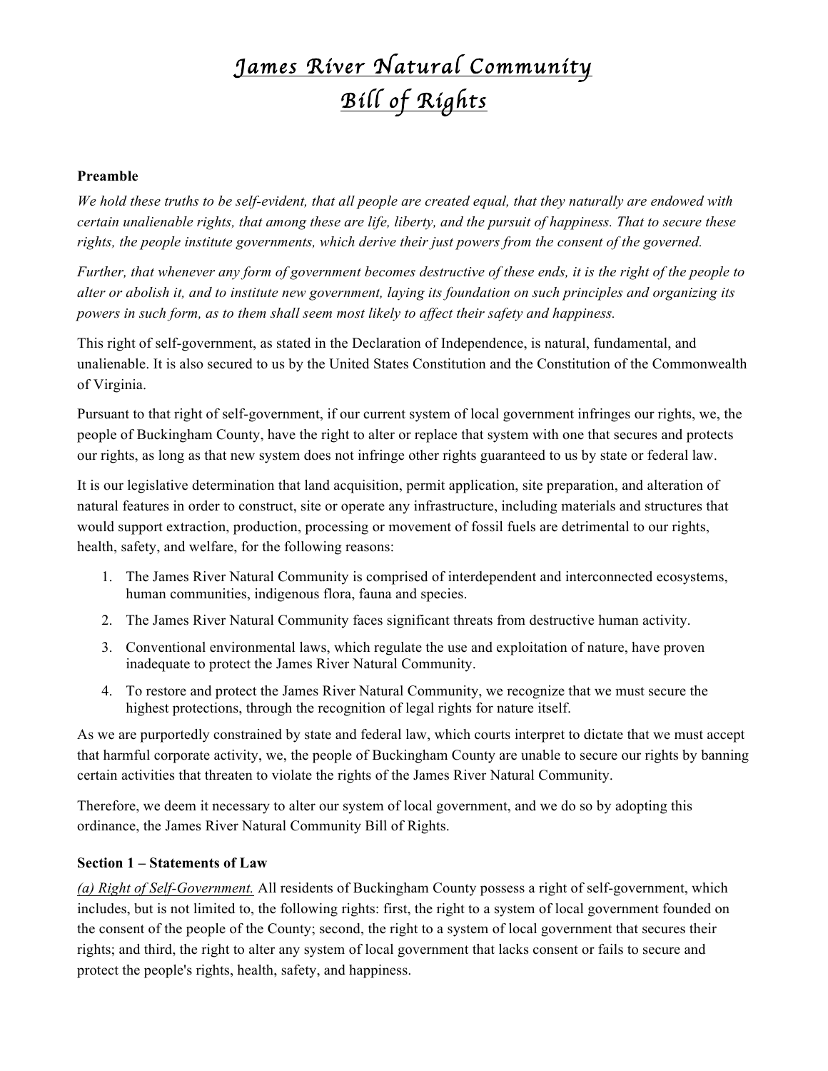# James River Natural Community Bill of Rights

**Preamble**

*We hold these truths to be self-evident, that all people are created equal, that they naturally are endowed with certain unalienable rights, that among these are life, liberty, and the pursuit of happiness. That to secure these rights, the people institute governments, which derive their just powers from the consent of the governed.*

*Further, that whenever any form of government becomes destructive of these ends, it is the right of the people to alter or abolish it, and to institute new government, laying its foundation on such principles and organizing its powers in such form, as to them shall seem most likely to affect their safety and happiness.*

This right of self-government, as stated in the Declaration of Independence, is natural, fundamental, and unalienable. It is also secured to us by the United States Constitution and the Constitution of the Commonwealth of Virginia.

Pursuant to that right of self-government, if our current system of local government infringes our rights, we, the people of Buckingham County, have the right to alter or replace that system with one that secures and protects our rights, as long as that new system does not infringe other rights guaranteed to us by state or federal law.

It is our legislative determination that land acquisition, permit application, site preparation, and alteration of natural features in order to construct, site or operate any infrastructure, including materials and structures that would support extraction, production, processing or movement of fossil fuels are detrimental to our rights, health, safety, and welfare, for the following reasons:

1. The James River Natural Community is comprised of interdependent and interconnected ecosystems, human communities, indigenous flora, fauna and species.
2. The James River Natural Community faces significant threats from destructive human activity.
3. Conventional environmental laws, which regulate the use and exploitation of nature, have proven inadequate to protect the James River Natural Community.
4. To restore and protect the James River Natural Community, we recognize that we must secure the highest protections, through the recognition of legal rights for nature itself.

As we are purportedly constrained by state and federal law, which courts interpret to dictate that we must accept that harmful corporate activity, we, the people of Buckingham County are unable to secure our rights by banning certain activities that threaten to violate the rights of the James River Natural Community.

Therefore, we deem it necessary to alter our system of local government, and we do so by adopting this ordinance, the James River Natural Community Bill of Rights.

**Section 1 – Statements of Law**

*(a) Right of Self-Government.* All residents of Buckingham County possess a right of self-government, which includes, but is not limited to, the following rights: first, the right to a system of local government founded on the consent of the people of the County; second, the right to a system of local government that secures their rights; and third, the right to alter any system of local government that lacks consent or fails to secure and protect the people's rights, health, safety, and happiness.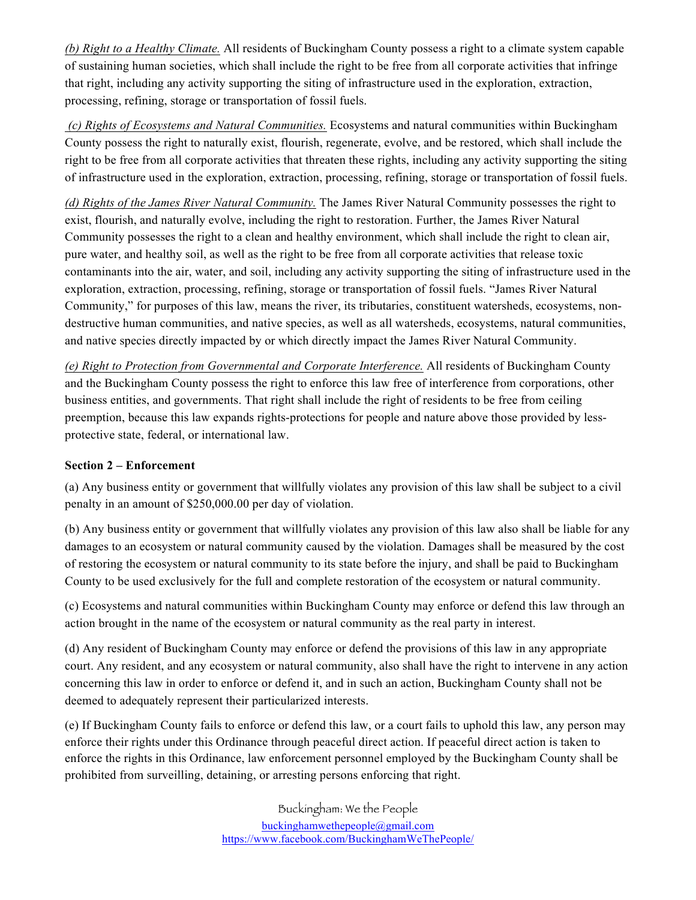*(b) Right to a Healthy Climate.* All residents of Buckingham County possess a right to a climate system capable of sustaining human societies, which shall include the right to be free from all corporate activities that infringe that right, including any activity supporting the siting of infrastructure used in the exploration, extraction, processing, refining, storage or transportation of fossil fuels.

*(c) Rights of Ecosystems and Natural Communities.* Ecosystems and natural communities within Buckingham County possess the right to naturally exist, flourish, regenerate, evolve, and be restored, which shall include the right to be free from all corporate activities that threaten these rights, including any activity supporting the siting of infrastructure used in the exploration, extraction, processing, refining, storage or transportation of fossil fuels.

*(d) Rights of the James River Natural Community.* The James River Natural Community possesses the right to exist, flourish, and naturally evolve, including the right to restoration. Further, the James River Natural Community possesses the right to a clean and healthy environment, which shall include the right to clean air, pure water, and healthy soil, as well as the right to be free from all corporate activities that release toxic contaminants into the air, water, and soil, including any activity supporting the siting of infrastructure used in the exploration, extraction, processing, refining, storage or transportation of fossil fuels. "James River Natural Community," for purposes of this law, means the river, its tributaries, constituent watersheds, ecosystems, non-destructive human communities, and native species, as well as all watersheds, ecosystems, natural communities, and native species directly impacted by or which directly impact the James River Natural Community.

*(e) Right to Protection from Governmental and Corporate Interference.* All residents of Buckingham County and the Buckingham County possess the right to enforce this law free of interference from corporations, other business entities, and governments. That right shall include the right of residents to be free from ceiling preemption, because this law expands rights-protections for people and nature above those provided by less-protective state, federal, or international law.

**Section 2 – Enforcement**

(a) Any business entity or government that willfully violates any provision of this law shall be subject to a civil penalty in an amount of $250,000.00 per day of violation.

(b) Any business entity or government that willfully violates any provision of this law also shall be liable for any damages to an ecosystem or natural community caused by the violation. Damages shall be measured by the cost of restoring the ecosystem or natural community to its state before the injury, and shall be paid to Buckingham County to be used exclusively for the full and complete restoration of the ecosystem or natural community.

(c) Ecosystems and natural communities within Buckingham County may enforce or defend this law through an action brought in the name of the ecosystem or natural community as the real party in interest.

(d) Any resident of Buckingham County may enforce or defend the provisions of this law in any appropriate court. Any resident, and any ecosystem or natural community, also shall have the right to intervene in any action concerning this law in order to enforce or defend it, and in such an action, Buckingham County shall not be deemed to adequately represent their particularized interests.

(e) If Buckingham County fails to enforce or defend this law, or a court fails to uphold this law, any person may enforce their rights under this Ordinance through peaceful direct action. If peaceful direct action is taken to enforce the rights in this Ordinance, law enforcement personnel employed by the Buckingham County shall be prohibited from surveilling, detaining, or arresting persons enforcing that right.

Buckingham: We the People
buckinghamwethepeople@gmail.com
https://www.facebook.com/BuckinghamWeThePeople/